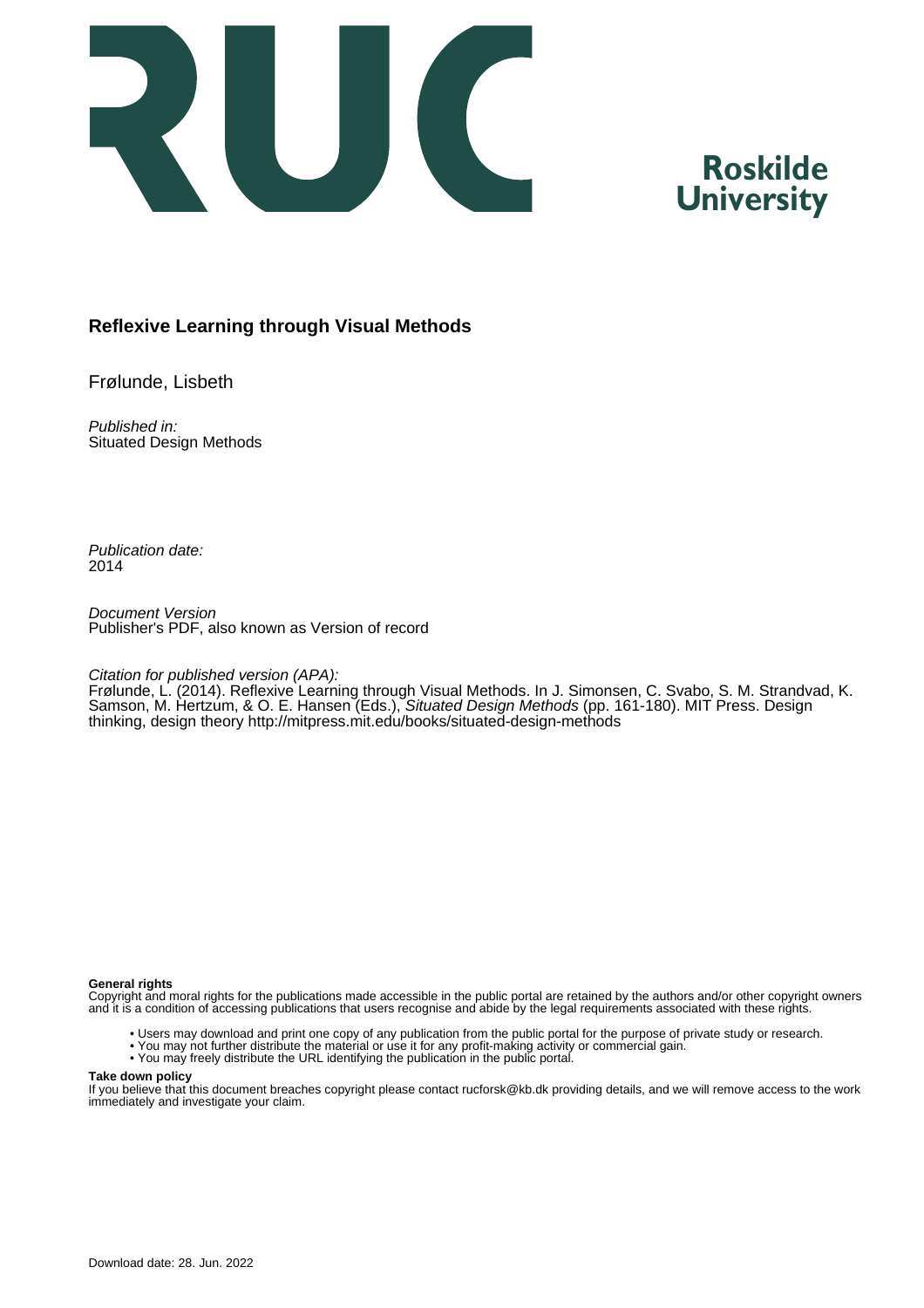Roskilde University

# Reflexive Learning through Visual Methods

Frølunde, Lisbeth

*Published in:*
Situated Design Methods

*Publication date:*
2014

*Document Version*
Publisher's PDF, also known as Version of record

*Citation for published version (APA):*
Frølunde, L. (2014). Reflexive Learning through Visual Methods. In J. Simonsen, C. Svabo, S. M. Strandvad, K. Samson, M. Hertzum, & O. E. Hansen (Eds.), *Situated Design Methods* (pp. 161-180). MIT Press. Design thinking, design theory http://mitpress.mit.edu/books/situated-design-methods

**General rights**
Copyright and moral rights for the publications made accessible in the public portal are retained by the authors and/or other copyright owners and it is a condition of accessing publications that users recognise and abide by the legal requirements associated with these rights.

- Users may download and print one copy of any publication from the public portal for the purpose of private study or research.
- You may not further distribute the material or use it for any profit-making activity or commercial gain.
- You may freely distribute the URL identifying the publication in the public portal.

**Take down policy**
If you believe that this document breaches copyright please contact rucforsk@kb.dk providing details, and we will remove access to the work immediately and investigate your claim.

Download date: 28. Jun. 2022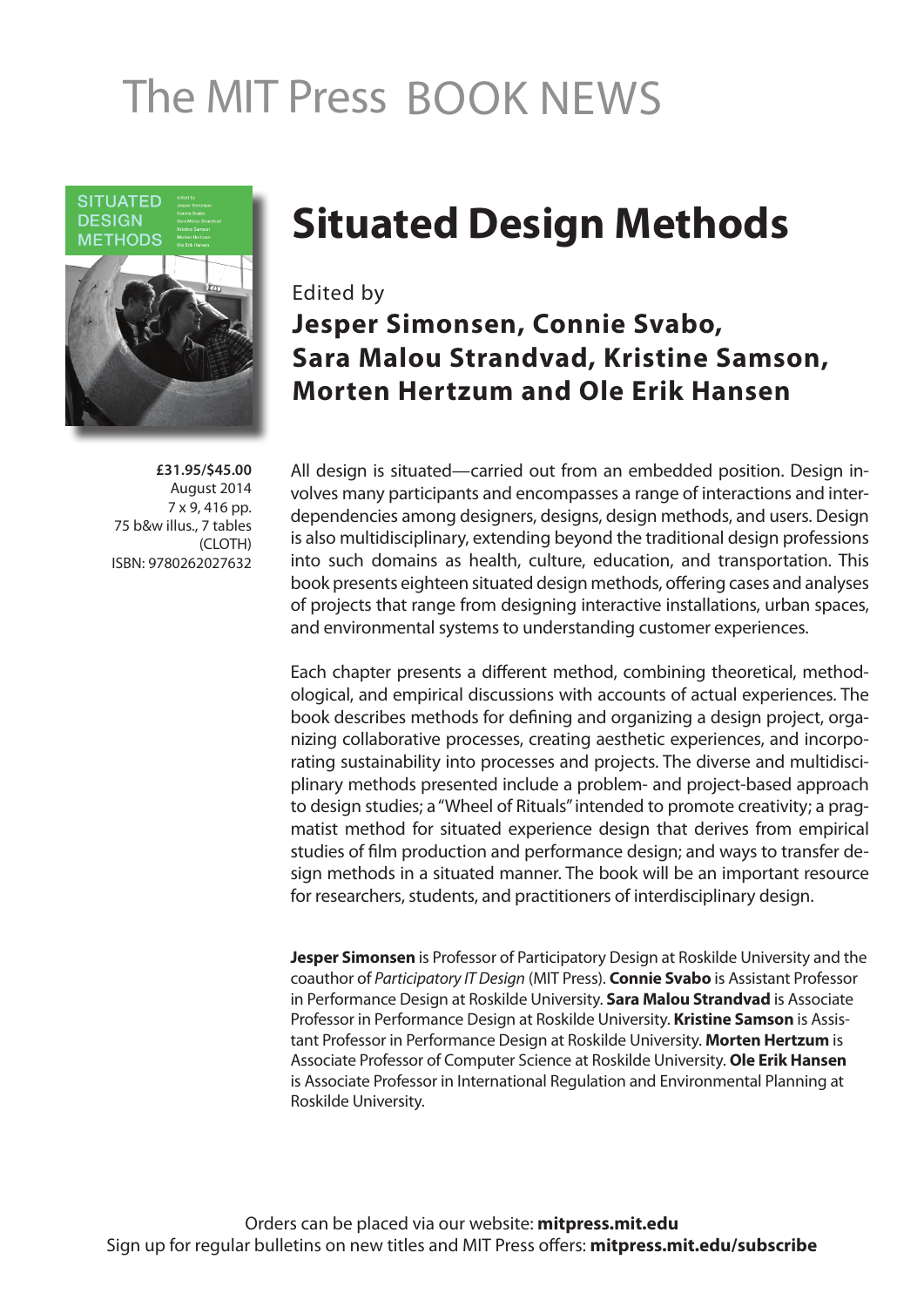The MIT Press BOOK NEWS

# Situated Design Methods

Edited by

**Jesper Simonsen, Connie Svabo, Sara Malou Strandvad, Kristine Samson, Morten Hertzum and Ole Erik Hansen**

**£31.95/$45.00**
August 2014
7 x 9, 416 pp.
75 b&w illus., 7 tables
(CLOTH)
ISBN: 9780262027632

All design is situated—carried out from an embedded position. Design involves many participants and encompasses a range of interactions and interdependencies among designers, designs, design methods, and users. Design is also multidisciplinary, extending beyond the traditional design professions into such domains as health, culture, education, and transportation. This book presents eighteen situated design methods, offering cases and analyses of projects that range from designing interactive installations, urban spaces, and environmental systems to understanding customer experiences.

Each chapter presents a different method, combining theoretical, methodological, and empirical discussions with accounts of actual experiences. The book describes methods for defining and organizing a design project, organizing collaborative processes, creating aesthetic experiences, and incorporating sustainability into processes and projects. The diverse and multidisciplinary methods presented include a problem- and project-based approach to design studies; a "Wheel of Rituals" intended to promote creativity; a pragmatist method for situated experience design that derives from empirical studies of film production and performance design; and ways to transfer design methods in a situated manner. The book will be an important resource for researchers, students, and practitioners of interdisciplinary design.

**Jesper Simonsen** is Professor of Participatory Design at Roskilde University and the coauthor of *Participatory IT Design* (MIT Press). **Connie Svabo** is Assistant Professor in Performance Design at Roskilde University. **Sara Malou Strandvad** is Associate Professor in Performance Design at Roskilde University. **Kristine Samson** is Assistant Professor in Performance Design at Roskilde University. **Morten Hertzum** is Associate Professor of Computer Science at Roskilde University. **Ole Erik Hansen** is Associate Professor in International Regulation and Environmental Planning at Roskilde University.

Orders can be placed via our website: **mitpress.mit.edu**
Sign up for regular bulletins on new titles and MIT Press offers: **mitpress.mit.edu/subscribe**